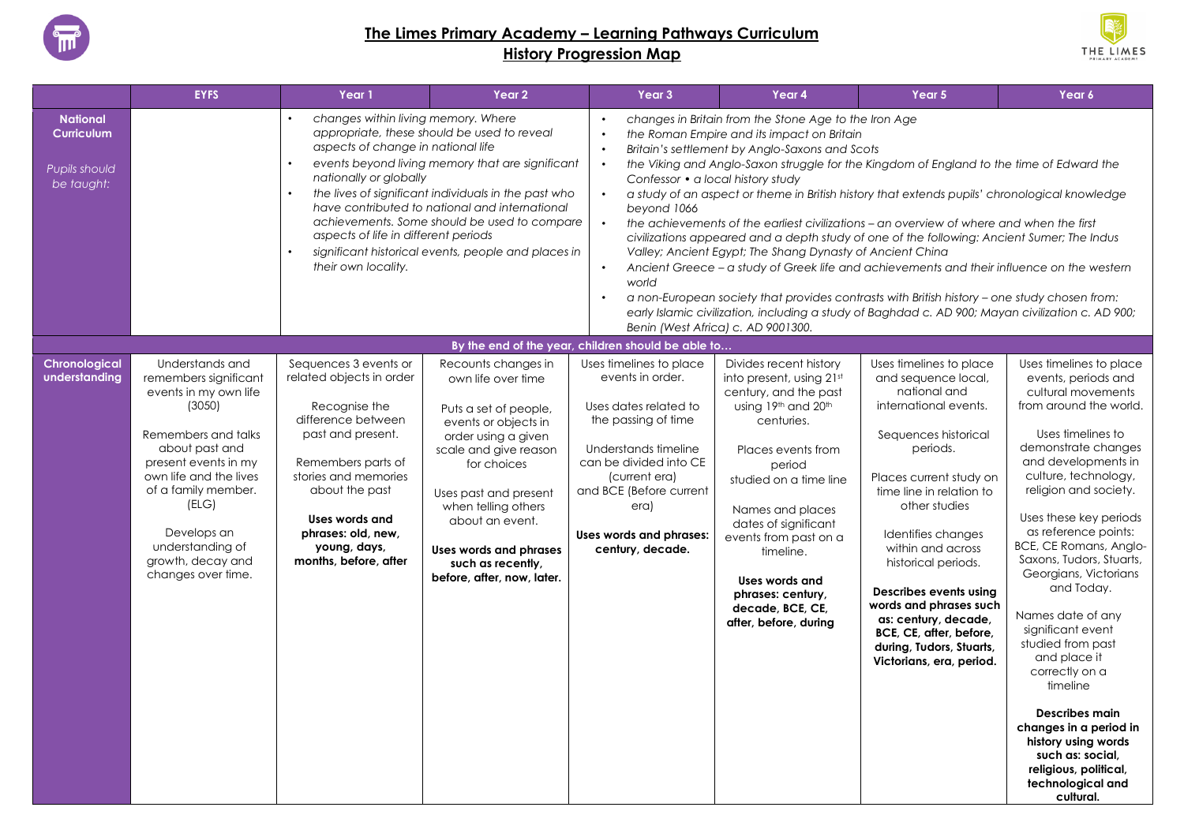# The Limes Primary Academy – Learning Pathways Curriculum

## History Progression Map

| | EYFS | Year 1 | Year 2 | Year 3 | Year 4 | Year 5 | Year 6 |
|---|---|---|---|---|---|---|---|
| **National Curriculum** *Pupils should be taught:* | | • *changes within living memory. Where appropriate, these should be used to reveal aspects of change in national life* • *events beyond living memory that are significant nationally or globally* • *the lives of significant individuals in the past who have contributed to national and international achievements. Some should be used to compare aspects of life in different periods* • *significant historical events, people and places in their own locality.* | | • *changes in Britain from the Stone Age to the Iron Age* • *the Roman Empire and its impact on Britain* • *Britain's settlement by Anglo-Saxons and Scots* • *the Viking and Anglo-Saxon struggle for the Kingdom of England to the time of Edward the Confessor • a local history study* • *a study of an aspect or theme in British history that extends pupils' chronological knowledge beyond 1066* • *the achievements of the earliest civilizations – an overview of where and when the first civilizations appeared and a depth study of one of the following: Ancient Sumer; The Indus Valley; Ancient Egypt; The Shang Dynasty of Ancient China* • *Ancient Greece – a study of Greek life and achievements and their influence on the western world* • *a non-European society that provides contrasts with British history – one study chosen from: early Islamic civilization, including a study of Baghdad c. AD 900; Mayan civilization c. AD 900; Benin (West Africa) c. AD 9001300.* | | | |
| | **By the end of the year, children should be able to…** | | | | | | |
| **Chronological understanding** | Understands and remembers significant events in my own life (3050) Remembers and talks about past and present events in my own life and the lives of a family member. (ELG) Develops an understanding of growth, decay and changes over time. | Sequences 3 events or related objects in order Recognise the difference between past and present. Remembers parts of stories and memories about the past **Uses words and phrases: old, new, young, days, months, before, after** | Recounts changes in own life over time Puts a set of people, events or objects in order using a given scale and give reason for choices Uses past and present when telling others about an event. **Uses words and phrases such as recently, before, after, now, later.** | Uses timelines to place events in order. Uses dates related to the passing of time Understands timeline can be divided into CE (current era) and BCE (Before current era) **Uses words and phrases: century, decade.** | Divides recent history into present, using 21st century, and the past using 19th and 20th centuries. Places events from period studied on a time line Names and places dates of significant events from past on a timeline. **Uses words and phrases: century, decade, BCE, CE, after, before, during** | Uses timelines to place and sequence local, national and international events. Sequences historical periods. Places current study on time line in relation to other studies Identifies changes within and across historical periods. **Describes events using words and phrases such as: century, decade, BCE, CE, after, before, during, Tudors, Stuarts, Victorians, era, period.** | Uses timelines to place events, periods and cultural movements from around the world. Uses timelines to demonstrate changes and developments in culture, technology, religion and society. Uses these key periods as reference points: BCE, CE Romans, Anglo-Saxons, Tudors, Stuarts, Georgians, Victorians and Today. Names date of any significant event studied from past and place it correctly on a timeline **Describes main changes in a period in history using words such as: social, religious, political, technological and cultural.** |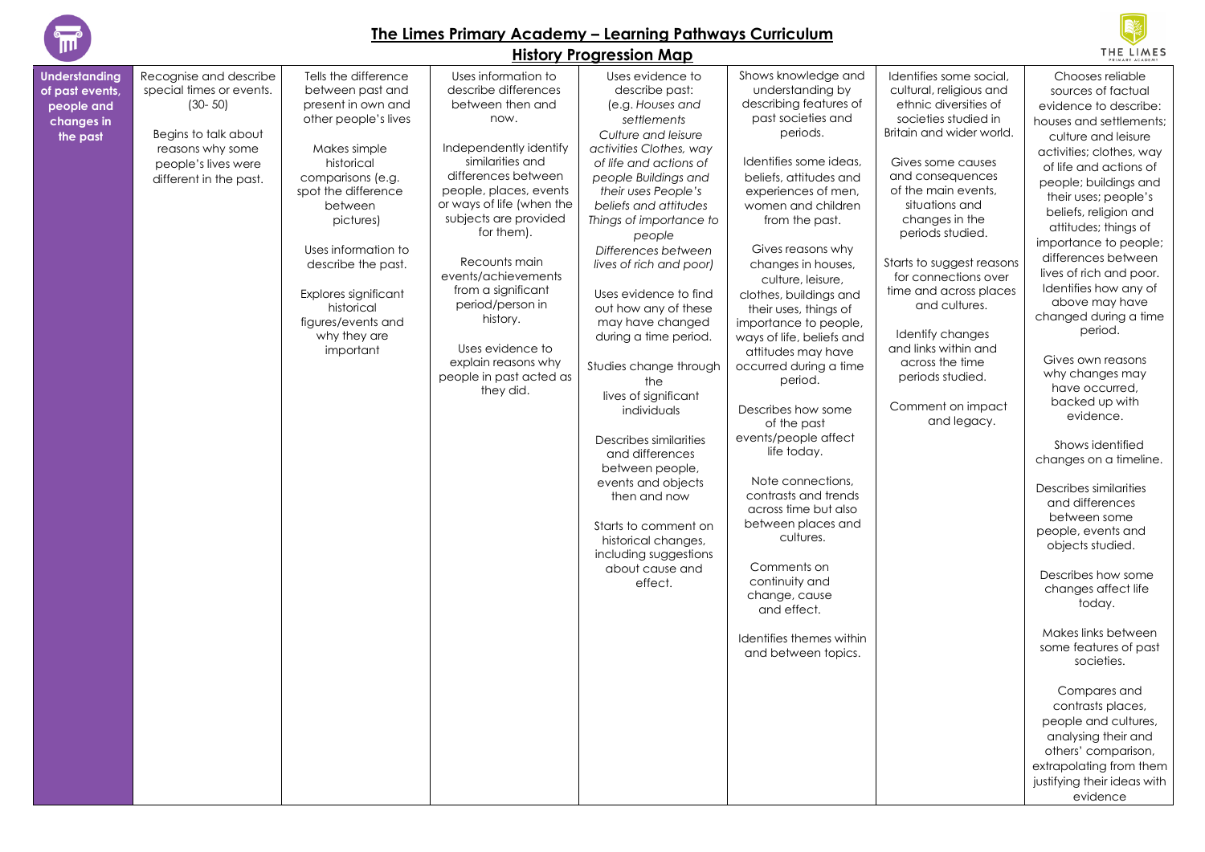# The Limes Primary Academy – Learning Pathways Curriculum

## History Progression Map

| **Understanding of past events, people and changes in the past** | Recognise and describe special times or events. (30- 50)<br><br>Begins to talk about reasons why some people's lives were different in the past. | Tells the difference between past and present in own and other people's lives<br><br>Makes simple historical comparisons (e.g. spot the difference between pictures)<br><br>Uses information to describe the past.<br><br>Explores significant historical figures/events and why they are important | Uses information to describe differences between then and now.<br><br>Independently identify similarities and differences between people, places, events or ways of life (when the subjects are provided for them).<br><br>Recounts main events/achievements from a significant period/person in history.<br><br>Uses evidence to explain reasons why people in past acted as they did. | Uses evidence to describe past: (e.g. *Houses and settlements Culture and leisure activities Clothes, way of life and actions of people Buildings and their uses People's beliefs and attitudes Things of importance to people Differences between lives of rich and poor)*<br><br>Uses evidence to find out how any of these may have changed during a time period.<br><br>Studies change through the lives of significant individuals<br><br>Describes similarities and differences between people, events and objects then and now<br><br>Starts to comment on historical changes, including suggestions about cause and effect. | Shows knowledge and understanding by describing features of past societies and periods.<br><br>Identifies some ideas, beliefs, attitudes and experiences of men, women and children from the past.<br><br>Gives reasons why changes in houses, culture, leisure, clothes, buildings and their uses, things of importance to people, ways of life, beliefs and attitudes may have occurred during a time period.<br><br>Describes how some of the past events/people affect life today.<br><br>Note connections, contrasts and trends across time but also between places and cultures.<br><br>Comments on continuity and change, cause and effect.<br><br>Identifies themes within and between topics. | Identifies some social, cultural, religious and ethnic diversities of societies studied in Britain and wider world.<br><br>Gives some causes and consequences of the main events, situations and changes in the periods studied.<br><br>Starts to suggest reasons for connections over time and across places and cultures.<br><br>Identify changes and links within and across the time periods studied.<br><br>Comment on impact and legacy. | Chooses reliable sources of factual evidence to describe: houses and settlements; culture and leisure activities; clothes, way of life and actions of people; buildings and their uses; people's beliefs, religion and attitudes; things of importance to people; differences between lives of rich and poor. Identifies how any of above may have changed during a time period.<br><br>Gives own reasons why changes may have occurred, backed up with evidence.<br><br>Shows identified changes on a timeline.<br><br>Describes similarities and differences between some people, events and objects studied.<br><br>Describes how some changes affect life today.<br><br>Makes links between some features of past societies.<br><br>Compares and contrasts places, people and cultures, analysing their and others' comparison, extrapolating from them justifying their ideas with evidence |
|---|---|---|---|---|---|---|---|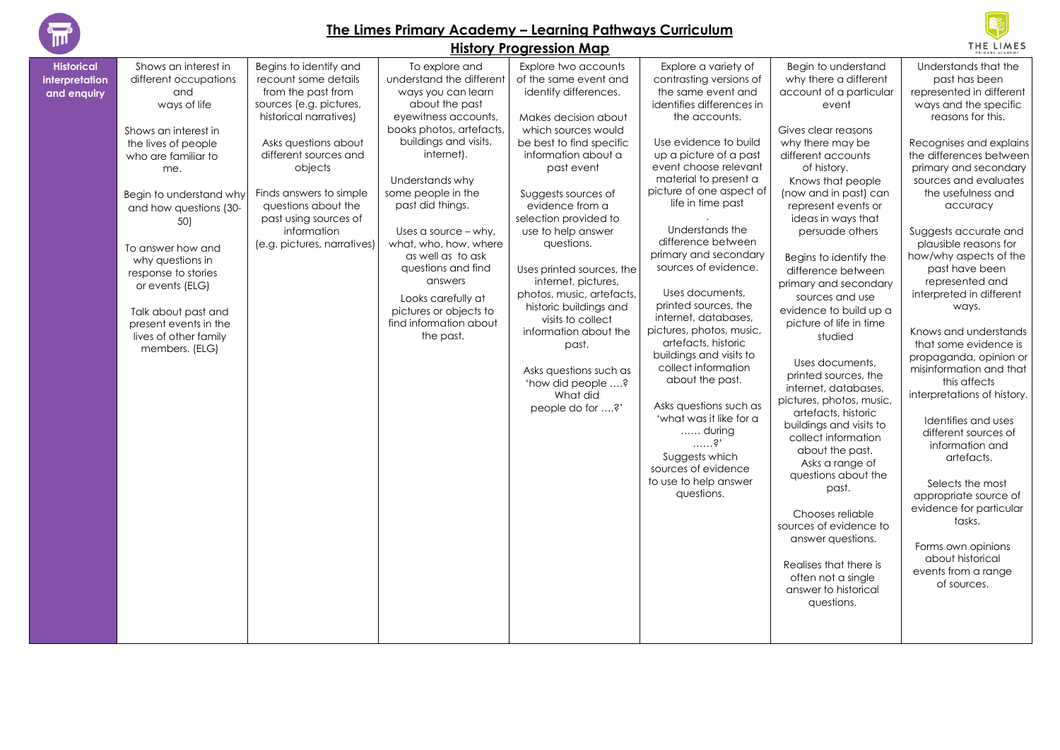# The Limes Primary Academy – Learning Pathways Curriculum

## History Progression Map

| | | | | | | | |
|---|---|---|---|---|---|---|---|
| **Historical interpretation and enquiry** | Shows an interest in different occupations and ways of life<br><br>Shows an interest in the lives of people who are familiar to me.<br><br>Begin to understand why and how questions (30-50)<br><br>To answer how and why questions in response to stories or events (ELG)<br><br>Talk about past and present events in the lives of other family members. (ELG) | Begins to identify and recount some details from the past from sources (e.g. pictures, historical narratives)<br><br>Asks questions about different sources and objects<br><br>Finds answers to simple questions about the past using sources of information (e.g. pictures, narratives) | To explore and understand the different ways you can learn about the past eyewitness accounts, books photos, artefacts, buildings and visits, internet).<br><br>Understands why some people in the past did things.<br><br>Uses a source – why, what, who, how, where as well as to ask questions and find answers<br><br>Looks carefully at pictures or objects to find information about the past. | Explore two accounts of the same event and identify differences.<br><br>Makes decision about which sources would be best to find specific information about a past event<br><br>Suggests sources of evidence from a selection provided to use to help answer questions.<br><br>Uses printed sources, the internet, pictures, photos, music, artefacts, historic buildings and visits to collect information about the past.<br><br>Asks questions such as 'how did people ….? What did people do for ….?' | Explore a variety of contrasting versions of the same event and identifies differences in the accounts.<br><br>Use evidence to build up a picture of a past event choose relevant material to present a picture of one aspect of life in time past<br><br>.<br><br>Understands the difference between primary and secondary sources of evidence.<br><br>Uses documents, printed sources, the internet, databases, pictures, photos, music, artefacts, historic buildings and visits to collect information about the past.<br><br>Asks questions such as 'what was it like for a …… during ……?'<br>Suggests which sources of evidence to use to help answer questions. | Begin to understand why there a different account of a particular event<br><br>Gives clear reasons why there may be different accounts of history.<br>Knows that people (now and in past) can represent events or ideas in ways that persuade others<br><br>Begins to identify the difference between primary and secondary sources and use evidence to build up a picture of life in time studied<br><br>Uses documents, printed sources, the internet, databases, pictures, photos, music, artefacts, historic buildings and visits to collect information about the past.<br>Asks a range of questions about the past.<br><br>Chooses reliable sources of evidence to answer questions.<br><br>Realises that there is often not a single answer to historical questions. | Understands that the past has been represented in different ways and the specific reasons for this.<br><br>Recognises and explains the differences between primary and secondary sources and evaluates the usefulness and accuracy<br><br>Suggests accurate and plausible reasons for how/why aspects of the past have been represented and interpreted in different ways.<br><br>Knows and understands that some evidence is propaganda, opinion or misinformation and that this affects interpretations of history.<br><br>Identifies and uses different sources of information and artefacts.<br><br>Selects the most appropriate source of evidence for particular tasks.<br><br>Forms own opinions about historical events from a range of sources. |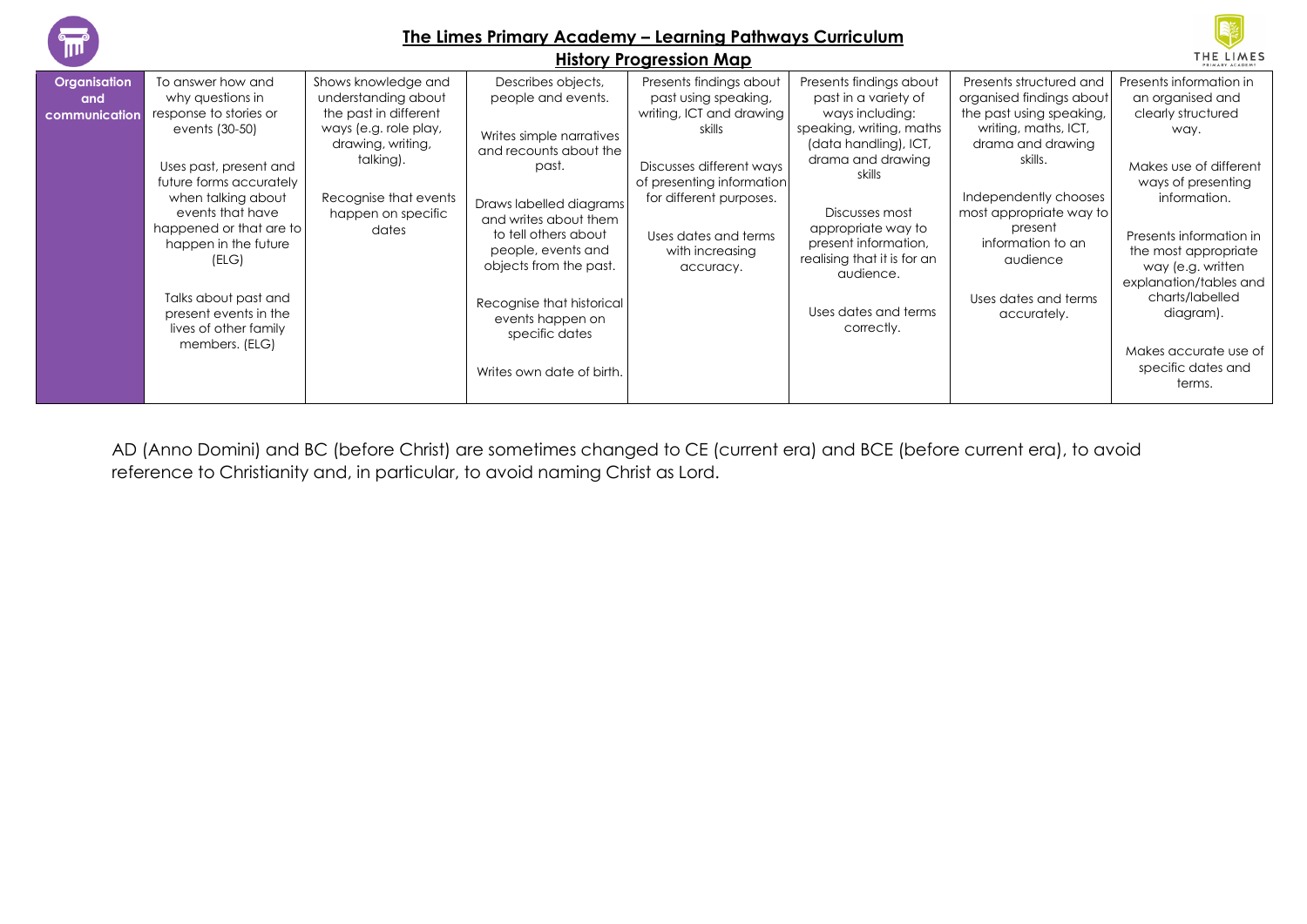# The Limes Primary Academy – Learning Pathways Curriculum

## History Progression Map

| Organisation and communication | To answer how and why questions in response to stories or events (30-50)<br><br>Uses past, present and future forms accurately when talking about events that have happened or that are to happen in the future (ELG)<br><br>Talks about past and present events in the lives of other family members. (ELG) | Shows knowledge and understanding about the past in different ways (e.g. role play, drawing, writing, talking).<br><br>Recognise that events happen on specific dates | Describes objects, people and events.<br><br>Writes simple narratives and recounts about the past.<br><br>Draws labelled diagrams and writes about them to tell others about people, events and objects from the past.<br><br>Recognise that historical events happen on specific dates<br><br>Writes own date of birth. | Presents findings about past using speaking, writing, ICT and drawing skills<br><br>Discusses different ways of presenting information for different purposes.<br><br>Uses dates and terms with increasing accuracy. | Presents findings about past in a variety of ways including: speaking, writing, maths (data handling), ICT, drama and drawing skills<br><br>Discusses most appropriate way to present information, realising that it is for an audience.<br><br>Uses dates and terms correctly. | Presents structured and organised findings about the past using speaking, writing, maths, ICT, drama and drawing skills.<br><br>Independently chooses most appropriate way to present information to an audience<br><br>Uses dates and terms accurately. | Presents information in an organised and clearly structured way.<br><br>Makes use of different ways of presenting information.<br><br>Presents information in the most appropriate way (e.g. written explanation/tables and charts/labelled diagram).<br><br>Makes accurate use of specific dates and terms. |
|---|---|---|---|---|---|---|---|

AD (Anno Domini) and BC (before Christ) are sometimes changed to CE (current era) and BCE (before current era), to avoid reference to Christianity and, in particular, to avoid naming Christ as Lord.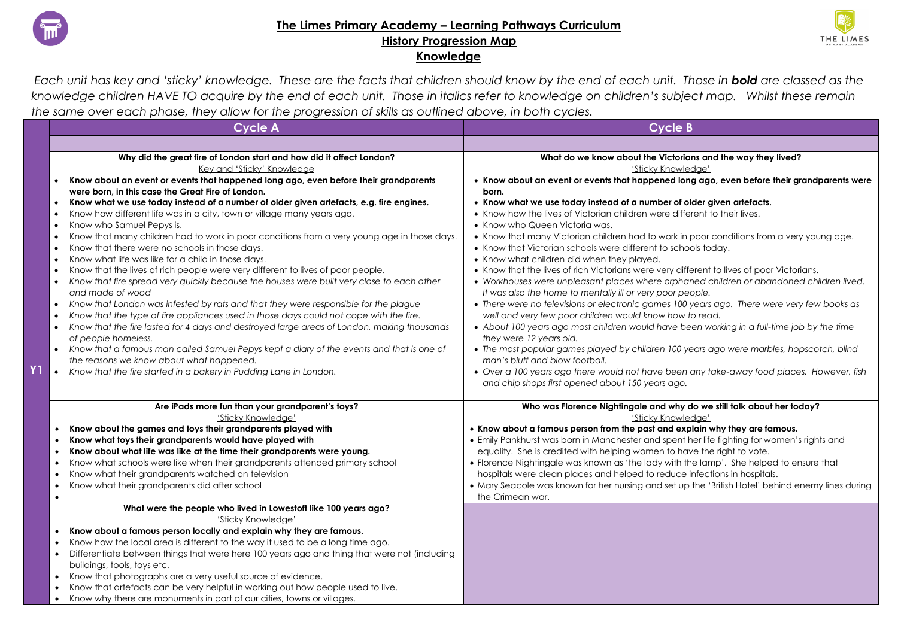# The Limes Primary Academy – Learning Pathways Curriculum

## History Progression Map

## Knowledge

*Each unit has key and 'sticky' knowledge. These are the facts that children should know by the end of each unit. Those in **bold** are classed as the knowledge children HAVE TO acquire by the end of each unit. Those in italics refer to knowledge on children's subject map. Whilst these remain the same over each phase, they allow for the progression of skills as outlined above, in both cycles.*

| | Cycle A | Cycle B |
|---|---|---|
| | | |
| Y1 | **Why did the great fire of London start and how did it affect London?**<br>Key and 'Sticky' Knowledge<br>• **Know about an event or events that happened long ago, even before their grandparents were born, in this case the Great Fire of London.**<br>• **Know what we use today instead of a number of older given artefacts, e.g. fire engines.**<br>• Know how different life was in a city, town or village many years ago.<br>• Know who Samuel Pepys is.<br>• Know that many children had to work in poor conditions from a very young age in those days.<br>• Know that there were no schools in those days.<br>• Know what life was like for a child in those days.<br>• Know that the lives of rich people were very different to lives of poor people.<br>• *Know that fire spread very quickly because the houses were built very close to each other and made of wood*<br>• *Know that London was infested by rats and that they were responsible for the plague*<br>• *Know that the type of fire appliances used in those days could not cope with the fire.*<br>• *Know that the fire lasted for 4 days and destroyed large areas of London, making thousands of people homeless.*<br>• *Know that a famous man called Samuel Pepys kept a diary of the events and that is one of the reasons we know about what happened.*<br>• *Know that the fire started in a bakery in Pudding Lane in London.* | **What do we know about the Victorians and the way they lived?**<br>'Sticky Knowledge'<br>• **Know about an event or events that happened long ago, even before their grandparents were born.**<br>• **Know what we use today instead of a number of older given artefacts.**<br>• Know how the lives of Victorian children were different to their lives.<br>• Know who Queen Victoria was.<br>• Know that many Victorian children had to work in poor conditions from a very young age.<br>• Know that Victorian schools were different to schools today.<br>• Know what children did when they played.<br>• Know that the lives of rich Victorians were very different to lives of poor Victorians.<br>• *Workhouses were unpleasant places where orphaned children or abandoned children lived. It was also the home to mentally ill or very poor people.*<br>• *There were no televisions or electronic games 100 years ago. There were very few books as well and very few poor children would know how to read.*<br>• *About 100 years ago most children would have been working in a full-time job by the time they were 12 years old.*<br>• *The most popular games played by children 100 years ago were marbles, hopscotch, blind man's bluff and blow football.*<br>• *Over a 100 years ago there would not have been any take-away food places. However, fish and chip shops first opened about 150 years ago.* |
| | **Are iPads more fun than your grandparent's toys?**<br>'Sticky Knowledge'<br>• **Know about the games and toys their grandparents played with**<br>• **Know what toys their grandparents would have played with**<br>• **Know about what life was like at the time their grandparents were young.**<br>• Know what schools were like when their grandparents attended primary school<br>• Know what their grandparents watched on television<br>• Know what their grandparents did after school | **Who was Florence Nightingale and why do we still talk about her today?**<br>'Sticky Knowledge'<br>• **Know about a famous person from the past and explain why they are famous.**<br>• Emily Pankhurst was born in Manchester and spent her life fighting for women's rights and equality. She is credited with helping women to have the right to vote.<br>• Florence Nightingale was known as 'the lady with the lamp'. She helped to ensure that hospitals were clean places and helped to reduce infections in hospitals.<br>• Mary Seacole was known for her nursing and set up the 'British Hotel' behind enemy lines during the Crimean war. |
| | **What were the people who lived in Lowestoft like 100 years ago?**<br>'Sticky Knowledge'<br>• **Know about a famous person locally and explain why they are famous.**<br>• Know how the local area is different to the way it used to be a long time ago.<br>• Differentiate between things that were here 100 years ago and thing that were not (including buildings, tools, toys etc.<br>• Know that photographs are a very useful source of evidence.<br>• Know that artefacts can be very helpful in working out how people used to live.<br>• Know why there are monuments in part of our cities, towns or villages. | |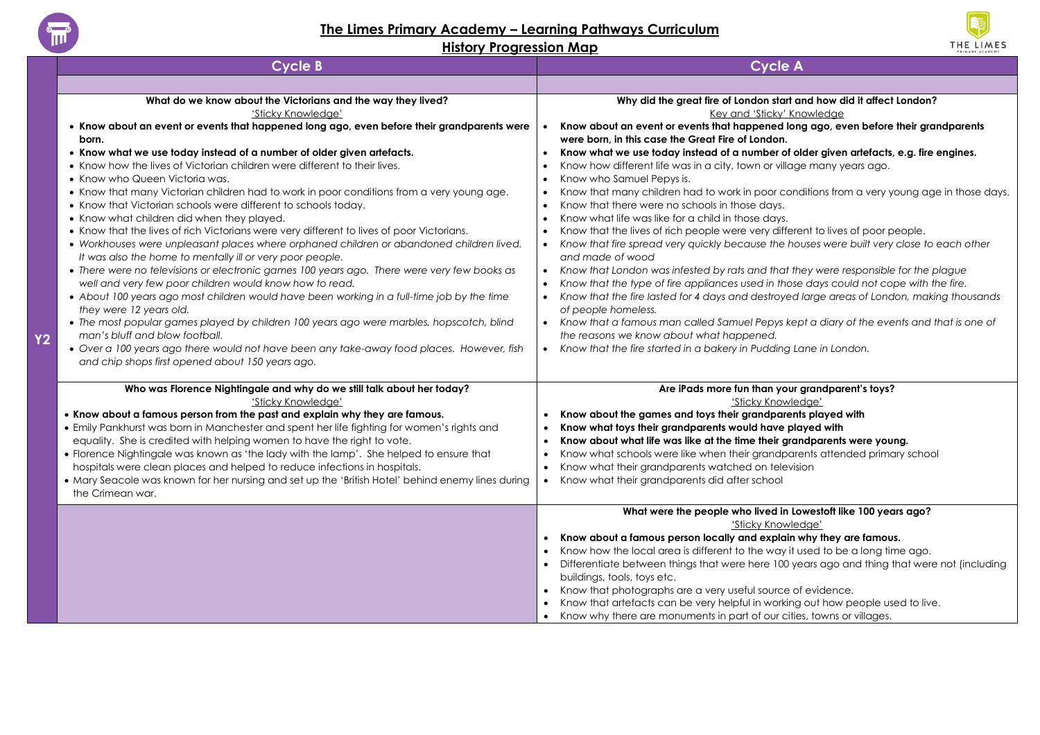# The Limes Primary Academy – Learning Pathways Curriculum

## History Progression Map

| | Cycle B | Cycle A |
|---|---|---|
| Y2 | **What do we know about the Victorians and the way they lived?**<br>'Sticky Knowledge'<br>• **Know about an event or events that happened long ago, even before their grandparents were born.**<br>• **Know what we use today instead of a number of older given artefacts.**<br>• Know how the lives of Victorian children were different to their lives.<br>• Know who Queen Victoria was.<br>• Know that many Victorian children had to work in poor conditions from a very young age.<br>• Know that Victorian schools were different to schools today.<br>• Know what children did when they played.<br>• Know that the lives of rich Victorians were very different to lives of poor Victorians.<br>• *Workhouses were unpleasant places where orphaned children or abandoned children lived. It was also the home to mentally ill or very poor people.*<br>• *There were no televisions or electronic games 100 years ago. There were very few books as well and very few poor children would know how to read.*<br>• *About 100 years ago most children would have been working in a full-time job by the time they were 12 years old.*<br>• *The most popular games played by children 100 years ago were marbles, hopscotch, blind man's bluff and blow football.*<br>• *Over a 100 years ago there would not have been any take-away food places. However, fish and chip shops first opened about 150 years ago.* | **Why did the great fire of London start and how did it affect London?**<br>Key and 'Sticky' Knowledge<br>• **Know about an event or events that happened long ago, even before their grandparents were born, in this case the Great Fire of London.**<br>• **Know what we use today instead of a number of older given artefacts, e.g. fire engines.**<br>• Know how different life was in a city, town or village many years ago.<br>• Know who Samuel Pepys is.<br>• Know that many children had to work in poor conditions from a very young age in those days.<br>• Know that there were no schools in those days.<br>• Know what life was like for a child in those days.<br>• Know that the lives of rich people were very different to lives of poor people.<br>• *Know that fire spread very quickly because the houses were built very close to each other and made of wood*<br>• *Know that London was infested by rats and that they were responsible for the plague*<br>• *Know that the type of fire appliances used in those days could not cope with the fire.*<br>• *Know that the fire lasted for 4 days and destroyed large areas of London, making thousands of people homeless.*<br>• *Know that a famous man called Samuel Pepys kept a diary of the events and that is one of the reasons we know about what happened.*<br>• *Know that the fire started in a bakery in Pudding Lane in London.* |
| | **Who was Florence Nightingale and why do we still talk about her today?**<br>'Sticky Knowledge'<br>• **Know about a famous person from the past and explain why they are famous.**<br>• Emily Pankhurst was born in Manchester and spent her life fighting for women's rights and equality. She is credited with helping women to have the right to vote.<br>• Florence Nightingale was known as 'the lady with the lamp'. She helped to ensure that hospitals were clean places and helped to reduce infections in hospitals.<br>• Mary Seacole was known for her nursing and set up the 'British Hotel' behind enemy lines during the Crimean war. | **Are iPads more fun than your grandparent's toys?**<br>'Sticky Knowledge'<br>• **Know about the games and toys their grandparents played with**<br>• **Know what toys their grandparents would have played with**<br>• **Know about what life was like at the time their grandparents were young.**<br>• Know what schools were like when their grandparents attended primary school<br>• Know what their grandparents watched on television<br>• Know what their grandparents did after school |
| | | **What were the people who lived in Lowestoft like 100 years ago?**<br>'Sticky Knowledge'<br>• **Know about a famous person locally and explain why they are famous.**<br>• Know how the local area is different to the way it used to be a long time ago.<br>• Differentiate between things that were here 100 years ago and thing that were not (including buildings, tools, toys etc.<br>• Know that photographs are a very useful source of evidence.<br>• Know that artefacts can be very helpful in working out how people used to live.<br>• Know why there are monuments in part of our cities, towns or villages. |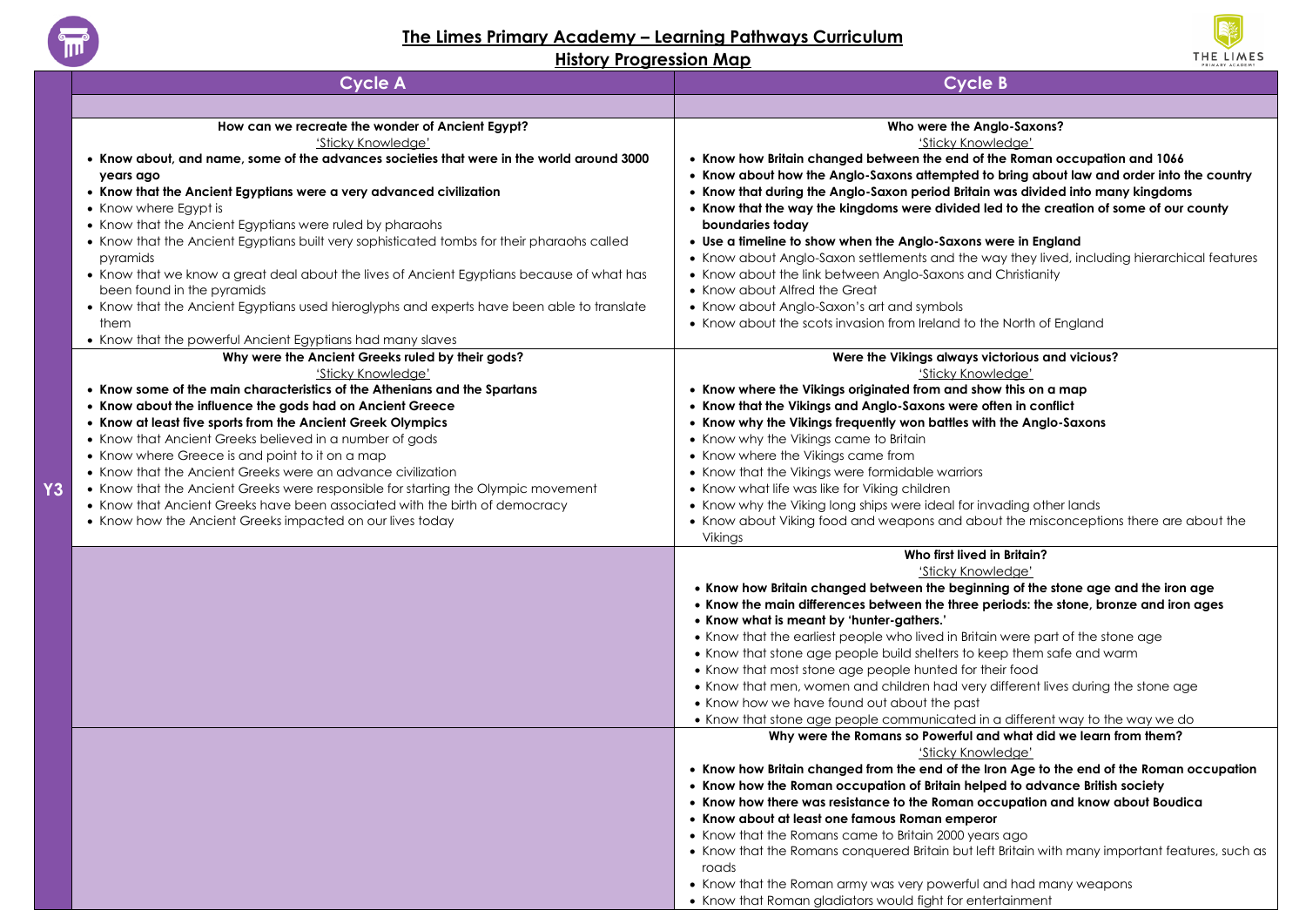# The Limes Primary Academy – Learning Pathways Curriculum

## History Progression Map

| | Cycle A | Cycle B |
|---|---|---|
| | | |
| Y3 | **How can we recreate the wonder of Ancient Egypt?**<br>'Sticky Knowledge'<br>• **Know about, and name, some of the advances societies that were in the world around 3000 years ago**<br>• **Know that the Ancient Egyptians were a very advanced civilization**<br>• Know where Egypt is<br>• Know that the Ancient Egyptians were ruled by pharaohs<br>• Know that the Ancient Egyptians built very sophisticated tombs for their pharaohs called pyramids<br>• Know that we know a great deal about the lives of Ancient Egyptians because of what has been found in the pyramids<br>• Know that the Ancient Egyptians used hieroglyphs and experts have been able to translate them<br>• Know that the powerful Ancient Egyptians had many slaves | **Who were the Anglo-Saxons?**<br>'Sticky Knowledge'<br>• **Know how Britain changed between the end of the Roman occupation and 1066**<br>• **Know about how the Anglo-Saxons attempted to bring about law and order into the country**<br>• **Know that during the Anglo-Saxon period Britain was divided into many kingdoms**<br>• **Know that the way the kingdoms were divided led to the creation of some of our county boundaries today**<br>• **Use a timeline to show when the Anglo-Saxons were in England**<br>• Know about Anglo-Saxon settlements and the way they lived, including hierarchical features<br>• Know about the link between Anglo-Saxons and Christianity<br>• Know about Alfred the Great<br>• Know about Anglo-Saxon's art and symbols<br>• Know about the scots invasion from Ireland to the North of England |
| | **Why were the Ancient Greeks ruled by their gods?**<br>'Sticky Knowledge'<br>• **Know some of the main characteristics of the Athenians and the Spartans**<br>• **Know about the influence the gods had on Ancient Greece**<br>• **Know at least five sports from the Ancient Greek Olympics**<br>• Know that Ancient Greeks believed in a number of gods<br>• Know where Greece is and point to it on a map<br>• Know that the Ancient Greeks were an advance civilization<br>• Know that the Ancient Greeks were responsible for starting the Olympic movement<br>• Know that Ancient Greeks have been associated with the birth of democracy<br>• Know how the Ancient Greeks impacted on our lives today | **Were the Vikings always victorious and vicious?**<br>'Sticky Knowledge'<br>• **Know where the Vikings originated from and show this on a map**<br>• **Know that the Vikings and Anglo-Saxons were often in conflict**<br>• **Know why the Vikings frequently won battles with the Anglo-Saxons**<br>• Know why the Vikings came to Britain<br>• Know where the Vikings came from<br>• Know that the Vikings were formidable warriors<br>• Know what life was like for Viking children<br>• Know why the Viking long ships were ideal for invading other lands<br>• Know about Viking food and weapons and about the misconceptions there are about the Vikings |
| | | **Who first lived in Britain?**<br>'Sticky Knowledge'<br>• **Know how Britain changed between the beginning of the stone age and the iron age**<br>• **Know the main differences between the three periods: the stone, bronze and iron ages**<br>• **Know what is meant by 'hunter-gathers.'**<br>• Know that the earliest people who lived in Britain were part of the stone age<br>• Know that stone age people build shelters to keep them safe and warm<br>• Know that most stone age people hunted for their food<br>• Know that men, women and children had very different lives during the stone age<br>• Know how we have found out about the past<br>• Know that stone age people communicated in a different way to the way we do |
| | | **Why were the Romans so Powerful and what did we learn from them?**<br>'Sticky Knowledge'<br>• **Know how Britain changed from the end of the Iron Age to the end of the Roman occupation**<br>• **Know how the Roman occupation of Britain helped to advance British society**<br>• **Know how there was resistance to the Roman occupation and know about Boudica**<br>• **Know about at least one famous Roman emperor**<br>• Know that the Romans came to Britain 2000 years ago<br>• Know that the Romans conquered Britain but left Britain with many important features, such as roads<br>• Know that the Roman army was very powerful and had many weapons<br>• Know that Roman gladiators would fight for entertainment |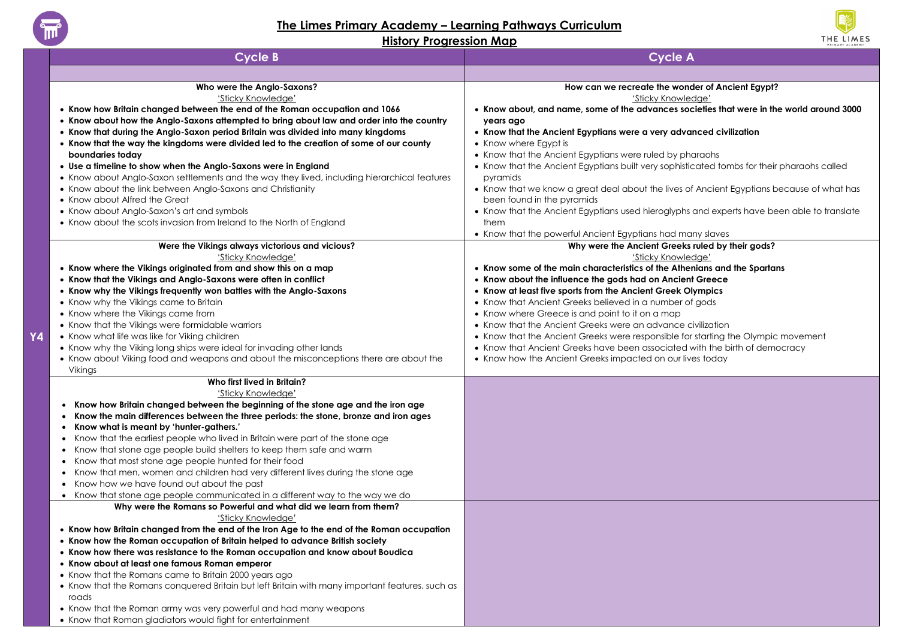# The Limes Primary Academy – Learning Pathways Curriculum

## History Progression Map

| | Cycle B | Cycle A |
|---|---|---|
| | | |
| Y4 | **Who were the Anglo-Saxons?**<br>'Sticky Knowledge'<br>• **Know how Britain changed between the end of the Roman occupation and 1066**<br>• **Know about how the Anglo-Saxons attempted to bring about law and order into the country**<br>• **Know that during the Anglo-Saxon period Britain was divided into many kingdoms**<br>• **Know that the way the kingdoms were divided led to the creation of some of our county boundaries today**<br>• **Use a timeline to show when the Anglo-Saxons were in England**<br>• Know about Anglo-Saxon settlements and the way they lived, including hierarchical features<br>• Know about the link between Anglo-Saxons and Christianity<br>• Know about Alfred the Great<br>• Know about Anglo-Saxon's art and symbols<br>• Know about the scots invasion from Ireland to the North of England | **How can we recreate the wonder of Ancient Egypt?**<br>'Sticky Knowledge'<br>• **Know about, and name, some of the advances societies that were in the world around 3000 years ago**<br>• **Know that the Ancient Egyptians were a very advanced civilization**<br>• Know where Egypt is<br>• Know that the Ancient Egyptians were ruled by pharaohs<br>• Know that the Ancient Egyptians built very sophisticated tombs for their pharaohs called pyramids<br>• Know that we know a great deal about the lives of Ancient Egyptians because of what has been found in the pyramids<br>• Know that the Ancient Egyptians used hieroglyphs and experts have been able to translate them<br>• Know that the powerful Ancient Egyptians had many slaves |
| | **Were the Vikings always victorious and vicious?**<br>'Sticky Knowledge'<br>• **Know where the Vikings originated from and show this on a map**<br>• **Know that the Vikings and Anglo-Saxons were often in conflict**<br>• **Know why the Vikings frequently won battles with the Anglo-Saxons**<br>• Know why the Vikings came to Britain<br>• Know where the Vikings came from<br>• Know that the Vikings were formidable warriors<br>• Know what life was like for Viking children<br>• Know why the Viking long ships were ideal for invading other lands<br>• Know about Viking food and weapons and about the misconceptions there are about the Vikings | **Why were the Ancient Greeks ruled by their gods?**<br>'Sticky Knowledge'<br>• **Know some of the main characteristics of the Athenians and the Spartans**<br>• **Know about the influence the gods had on Ancient Greece**<br>• **Know at least five sports from the Ancient Greek Olympics**<br>• Know that Ancient Greeks believed in a number of gods<br>• Know where Greece is and point to it on a map<br>• Know that the Ancient Greeks were an advance civilization<br>• Know that the Ancient Greeks were responsible for starting the Olympic movement<br>• Know that Ancient Greeks have been associated with the birth of democracy<br>• Know how the Ancient Greeks impacted on our lives today |
| | **Who first lived in Britain?**<br>'Sticky Knowledge'<br>• **Know how Britain changed between the beginning of the stone age and the iron age**<br>• **Know the main differences between the three periods: the stone, bronze and iron ages**<br>• **Know what is meant by 'hunter-gathers.'**<br>• Know that the earliest people who lived in Britain were part of the stone age<br>• Know that stone age people build shelters to keep them safe and warm<br>• Know that most stone age people hunted for their food<br>• Know that men, women and children had very different lives during the stone age<br>• Know how we have found out about the past<br>• Know that stone age people communicated in a different way to the way we do | |
| | **Why were the Romans so Powerful and what did we learn from them?**<br>'Sticky Knowledge'<br>• **Know how Britain changed from the end of the Iron Age to the end of the Roman occupation**<br>• **Know how the Roman occupation of Britain helped to advance British society**<br>• **Know how there was resistance to the Roman occupation and know about Boudica**<br>• **Know about at least one famous Roman emperor**<br>• Know that the Romans came to Britain 2000 years ago<br>• Know that the Romans conquered Britain but left Britain with many important features, such as roads<br>• Know that the Roman army was very powerful and had many weapons<br>• Know that Roman gladiators would fight for entertainment | |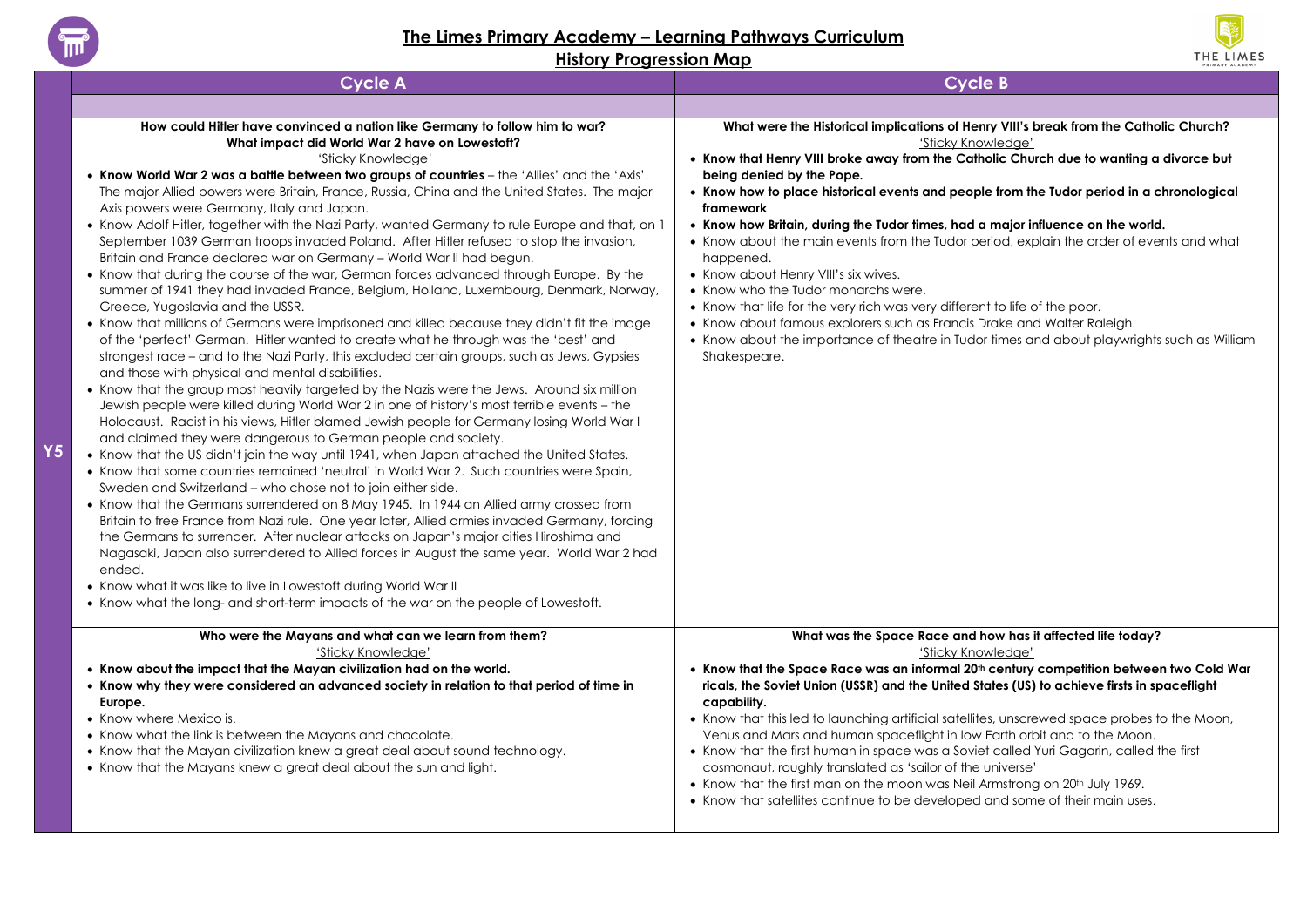# The Limes Primary Academy – Learning Pathways Curriculum

## History Progression Map

| | Cycle A | Cycle B |
|---|---|---|
| **Y5** | **How could Hitler have convinced a nation like Germany to follow him to war?**<br>**What impact did World War 2 have on Lowestoft?**<br>'Sticky Knowledge'<br>• **Know World War 2 was a battle between two groups of countries** – the 'Allies' and the 'Axis'. The major Allied powers were Britain, France, Russia, China and the United States. The major Axis powers were Germany, Italy and Japan.<br>• Know Adolf Hitler, together with the Nazi Party, wanted Germany to rule Europe and that, on 1 September 1039 German troops invaded Poland. After Hitler refused to stop the invasion, Britain and France declared war on Germany – World War II had begun.<br>• Know that during the course of the war, German forces advanced through Europe. By the summer of 1941 they had invaded France, Belgium, Holland, Luxembourg, Denmark, Norway, Greece, Yugoslavia and the USSR.<br>• Know that millions of Germans were imprisoned and killed because they didn't fit the image of the 'perfect' German. Hitler wanted to create what he through was the 'best' and strongest race – and to the Nazi Party, this excluded certain groups, such as Jews, Gypsies and those with physical and mental disabilities.<br>• Know that the group most heavily targeted by the Nazis were the Jews. Around six million Jewish people were killed during World War 2 in one of history's most terrible events – the Holocaust. Racist in his views, Hitler blamed Jewish people for Germany losing World War I and claimed they were dangerous to German people and society.<br>• Know that the US didn't join the way until 1941, when Japan attached the United States.<br>• Know that some countries remained 'neutral' in World War 2. Such countries were Spain, Sweden and Switzerland – who chose not to join either side.<br>• Know that the Germans surrendered on 8 May 1945. In 1944 an Allied army crossed from Britain to free France from Nazi rule. One year later, Allied armies invaded Germany, forcing the Germans to surrender. After nuclear attacks on Japan's major cities Hiroshima and Nagasaki, Japan also surrendered to Allied forces in August the same year. World War 2 had ended.<br>• Know what it was like to live in Lowestoft during World War II<br>• Know what the long- and short-term impacts of the war on the people of Lowestoft. | **What were the Historical implications of Henry VIII's break from the Catholic Church?**<br>'Sticky Knowledge'<br>• **Know that Henry VIII broke away from the Catholic Church due to wanting a divorce but being denied by the Pope.**<br>• **Know how to place historical events and people from the Tudor period in a chronological framework**<br>• **Know how Britain, during the Tudor times, had a major influence on the world.**<br>• Know about the main events from the Tudor period, explain the order of events and what happened.<br>• Know about Henry VIII's six wives.<br>• Know who the Tudor monarchs were.<br>• Know that life for the very rich was very different to life of the poor.<br>• Know about famous explorers such as Francis Drake and Walter Raleigh.<br>• Know about the importance of theatre in Tudor times and about playwrights such as William Shakespeare. |
| | **Who were the Mayans and what can we learn from them?**<br>'Sticky Knowledge'<br>• **Know about the impact that the Mayan civilization had on the world.**<br>• **Know why they were considered an advanced society in relation to that period of time in Europe.**<br>• Know where Mexico is.<br>• Know what the link is between the Mayans and chocolate.<br>• Know that the Mayan civilization knew a great deal about sound technology.<br>• Know that the Mayans knew a great deal about the sun and light. | **What was the Space Race and how has it affected life today?**<br>'Sticky Knowledge'<br>• **Know that the Space Race was an informal 20th century competition between two Cold War ricals, the Soviet Union (USSR) and the United States (US) to achieve firsts in spaceflight capability.**<br>• Know that this led to launching artificial satellites, unscrewed space probes to the Moon, Venus and Mars and human spaceflight in low Earth orbit and to the Moon.<br>• Know that the first human in space was a Soviet called Yuri Gagarin, called the first cosmonaut, roughly translated as 'sailor of the universe'<br>• Know that the first man on the moon was Neil Armstrong on 20th July 1969.<br>• Know that satellites continue to be developed and some of their main uses. |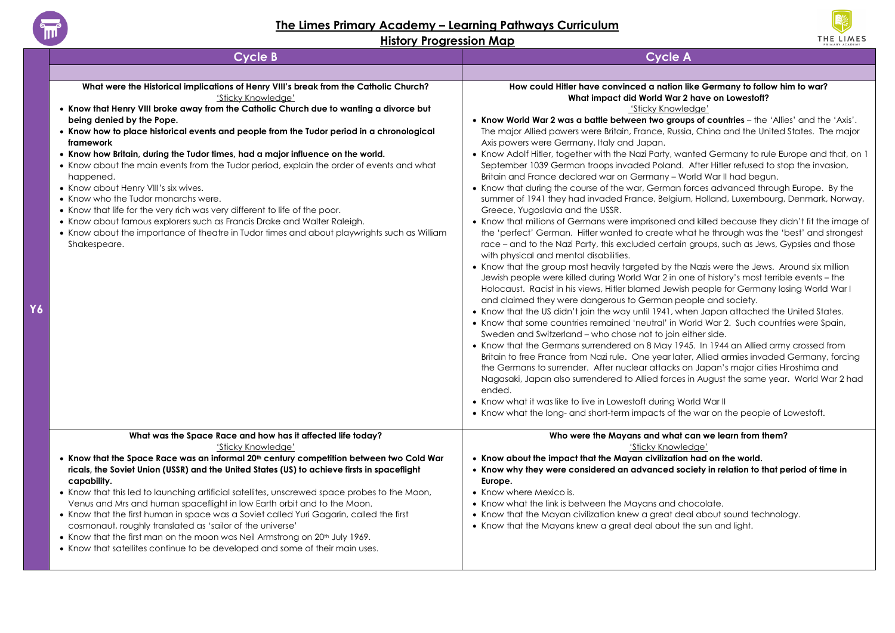# The Limes Primary Academy – Learning Pathways Curriculum

## History Progression Map

| | Cycle B | Cycle A |
|---|---|---|
| **Y6** | **What were the Historical implications of Henry VIII's break from the Catholic Church?**<br>'Sticky Knowledge'<br>• **Know that Henry VIII broke away from the Catholic Church due to wanting a divorce but being denied by the Pope.**<br>• **Know how to place historical events and people from the Tudor period in a chronological framework**<br>• **Know how Britain, during the Tudor times, had a major influence on the world.**<br>• Know about the main events from the Tudor period, explain the order of events and what happened.<br>• Know about Henry VIII's six wives.<br>• Know who the Tudor monarchs were.<br>• Know that life for the very rich was very different to life of the poor.<br>• Know about famous explorers such as Francis Drake and Walter Raleigh.<br>• Know about the importance of theatre in Tudor times and about playwrights such as William Shakespeare. | **How could Hitler have convinced a nation like Germany to follow him to war?**<br>**What impact did World War 2 have on Lowestoft?**<br>'Sticky Knowledge'<br>• **Know World War 2 was a battle between two groups of countries** – the 'Allies' and the 'Axis'. The major Allied powers were Britain, France, Russia, China and the United States. The major Axis powers were Germany, Italy and Japan.<br>• Know Adolf Hitler, together with the Nazi Party, wanted Germany to rule Europe and that, on 1 September 1039 German troops invaded Poland. After Hitler refused to stop the invasion, Britain and France declared war on Germany – World War II had begun.<br>• Know that during the course of the war, German forces advanced through Europe. By the summer of 1941 they had invaded France, Belgium, Holland, Luxembourg, Denmark, Norway, Greece, Yugoslavia and the USSR.<br>• Know that millions of Germans were imprisoned and killed because they didn't fit the image of the 'perfect' German. Hitler wanted to create what he through was the 'best' and strongest race – and to the Nazi Party, this excluded certain groups, such as Jews, Gypsies and those with physical and mental disabilities.<br>• Know that the group most heavily targeted by the Nazis were the Jews. Around six million Jewish people were killed during World War 2 in one of history's most terrible events – the Holocaust. Racist in his views, Hitler blamed Jewish people for Germany losing World War I and claimed they were dangerous to German people and society.<br>• Know that the US didn't join the way until 1941, when Japan attached the United States.<br>• Know that some countries remained 'neutral' in World War 2. Such countries were Spain, Sweden and Switzerland – who chose not to join either side.<br>• Know that the Germans surrendered on 8 May 1945. In 1944 an Allied army crossed from Britain to free France from Nazi rule. One year later, Allied armies invaded Germany, forcing the Germans to surrender. After nuclear attacks on Japan's major cities Hiroshima and Nagasaki, Japan also surrendered to Allied forces in August the same year. World War 2 had ended.<br>• Know what it was like to live in Lowestoft during World War II<br>• Know what the long- and short-term impacts of the war on the people of Lowestoft. |
| | **What was the Space Race and how has it affected life today?**<br>'Sticky Knowledge'<br>• **Know that the Space Race was an informal 20th century competition between two Cold War ricals, the Soviet Union (USSR) and the United States (US) to achieve firsts in spaceflight capability.**<br>• Know that this led to launching artificial satellites, unscrewed space probes to the Moon, Venus and Mrs and human spaceflight in low Earth orbit and to the Moon.<br>• Know that the first human in space was a Soviet called Yuri Gagarin, called the first cosmonaut, roughly translated as 'sailor of the universe'<br>• Know that the first man on the moon was Neil Armstrong on 20th July 1969.<br>• Know that satellites continue to be developed and some of their main uses. | **Who were the Mayans and what can we learn from them?**<br>'Sticky Knowledge'<br>• **Know about the impact that the Mayan civilization had on the world.**<br>• **Know why they were considered an advanced society in relation to that period of time in Europe.**<br>• Know where Mexico is.<br>• Know what the link is between the Mayans and chocolate.<br>• Know that the Mayan civilization knew a great deal about sound technology.<br>• Know that the Mayans knew a great deal about the sun and light. |